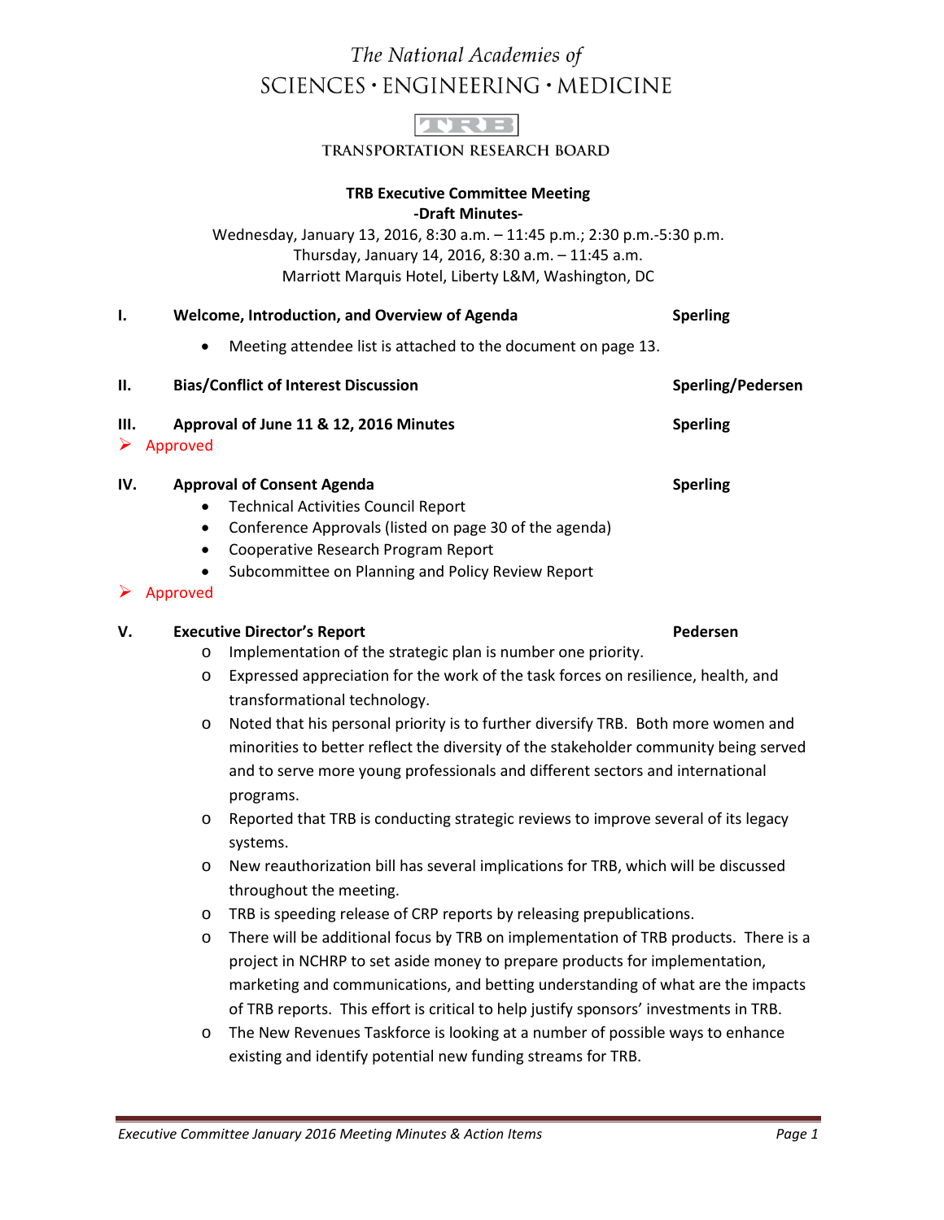The National Academies of
SCIENCES · ENGINEERING · MEDICINE

TRB

TRANSPORTATION RESEARCH BOARD

**TRB Executive Committee Meeting**
**-Draft Minutes-**

Wednesday, January 13, 2016, 8:30 a.m. – 11:45 p.m.; 2:30 p.m.-5:30 p.m.
Thursday, January 14, 2016, 8:30 a.m. – 11:45 a.m.
Marriott Marquis Hotel, Liberty L&M, Washington, DC

**I. Welcome, Introduction, and Overview of Agenda** — **Sperling**

- Meeting attendee list is attached to the document on page 13.

**II. Bias/Conflict of Interest Discussion** — **Sperling/Pedersen**

**III. Approval of June 11 & 12, 2016 Minutes** — **Sperling**

➢ Approved

**IV. Approval of Consent Agenda** — **Sperling**

- Technical Activities Council Report
- Conference Approvals (listed on page 30 of the agenda)
- Cooperative Research Program Report
- Subcommittee on Planning and Policy Review Report

➢ Approved

**V. Executive Director's Report** — **Pedersen**

- Implementation of the strategic plan is number one priority.
- Expressed appreciation for the work of the task forces on resilience, health, and transformational technology.
- Noted that his personal priority is to further diversify TRB. Both more women and minorities to better reflect the diversity of the stakeholder community being served and to serve more young professionals and different sectors and international programs.
- Reported that TRB is conducting strategic reviews to improve several of its legacy systems.
- New reauthorization bill has several implications for TRB, which will be discussed throughout the meeting.
- TRB is speeding release of CRP reports by releasing prepublications.
- There will be additional focus by TRB on implementation of TRB products. There is a project in NCHRP to set aside money to prepare products for implementation, marketing and communications, and betting understanding of what are the impacts of TRB reports. This effort is critical to help justify sponsors' investments in TRB.
- The New Revenues Taskforce is looking at a number of possible ways to enhance existing and identify potential new funding streams for TRB.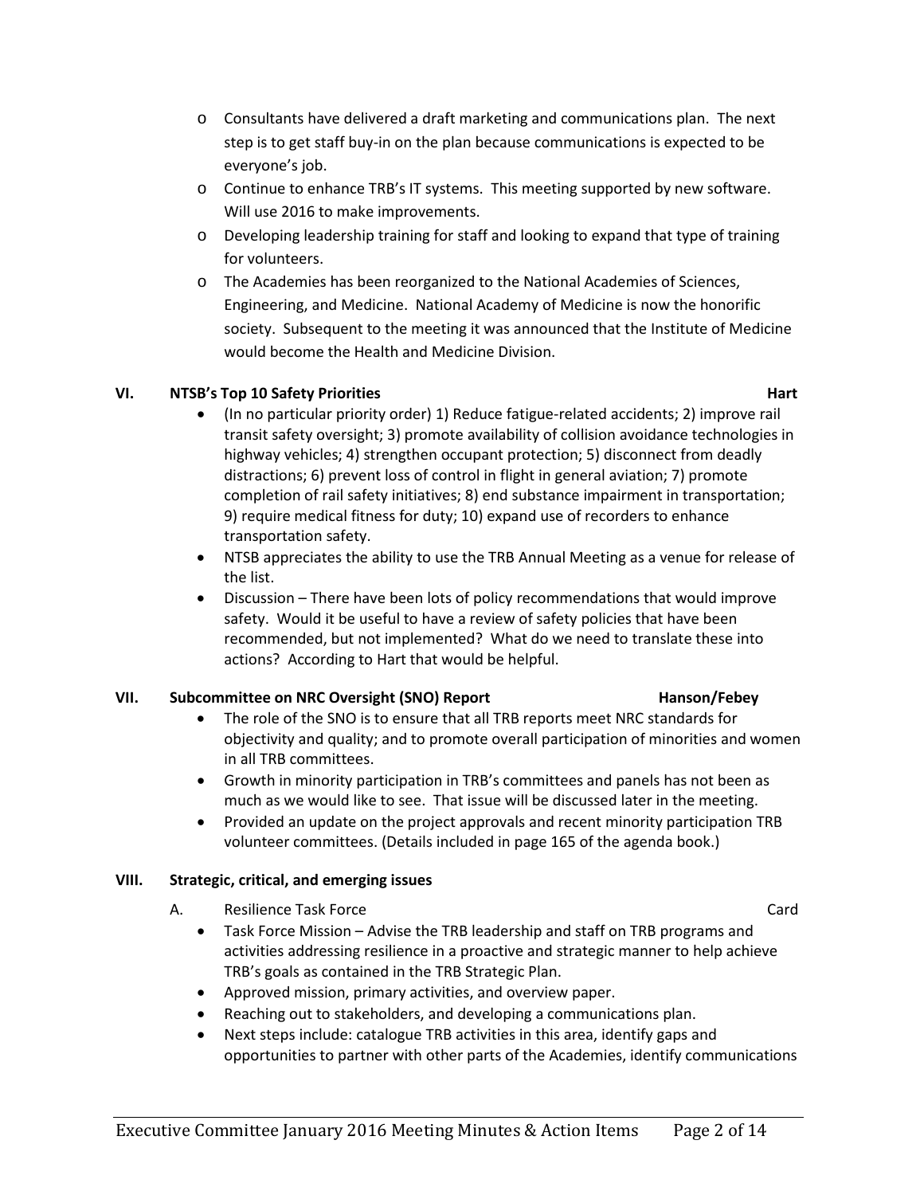- Consultants have delivered a draft marketing and communications plan. The next step is to get staff buy-in on the plan because communications is expected to be everyone's job.
- Continue to enhance TRB's IT systems. This meeting supported by new software. Will use 2016 to make improvements.
- Developing leadership training for staff and looking to expand that type of training for volunteers.
- The Academies has been reorganized to the National Academies of Sciences, Engineering, and Medicine. National Academy of Medicine is now the honorific society. Subsequent to the meeting it was announced that the Institute of Medicine would become the Health and Medicine Division.

## VI. NTSB's Top 10 Safety Priorities — Hart

- (In no particular priority order) 1) Reduce fatigue-related accidents; 2) improve rail transit safety oversight; 3) promote availability of collision avoidance technologies in highway vehicles; 4) strengthen occupant protection; 5) disconnect from deadly distractions; 6) prevent loss of control in flight in general aviation; 7) promote completion of rail safety initiatives; 8) end substance impairment in transportation; 9) require medical fitness for duty; 10) expand use of recorders to enhance transportation safety.
- NTSB appreciates the ability to use the TRB Annual Meeting as a venue for release of the list.
- Discussion – There have been lots of policy recommendations that would improve safety. Would it be useful to have a review of safety policies that have been recommended, but not implemented? What do we need to translate these into actions? According to Hart that would be helpful.

## VII. Subcommittee on NRC Oversight (SNO) Report — Hanson/Febey

- The role of the SNO is to ensure that all TRB reports meet NRC standards for objectivity and quality; and to promote overall participation of minorities and women in all TRB committees.
- Growth in minority participation in TRB's committees and panels has not been as much as we would like to see. That issue will be discussed later in the meeting.
- Provided an update on the project approvals and recent minority participation TRB volunteer committees. (Details included in page 165 of the agenda book.)

## VIII. Strategic, critical, and emerging issues

### A. Resilience Task Force — Card

- Task Force Mission – Advise the TRB leadership and staff on TRB programs and activities addressing resilience in a proactive and strategic manner to help achieve TRB's goals as contained in the TRB Strategic Plan.
- Approved mission, primary activities, and overview paper.
- Reaching out to stakeholders, and developing a communications plan.
- Next steps include: catalogue TRB activities in this area, identify gaps and opportunities to partner with other parts of the Academies, identify communications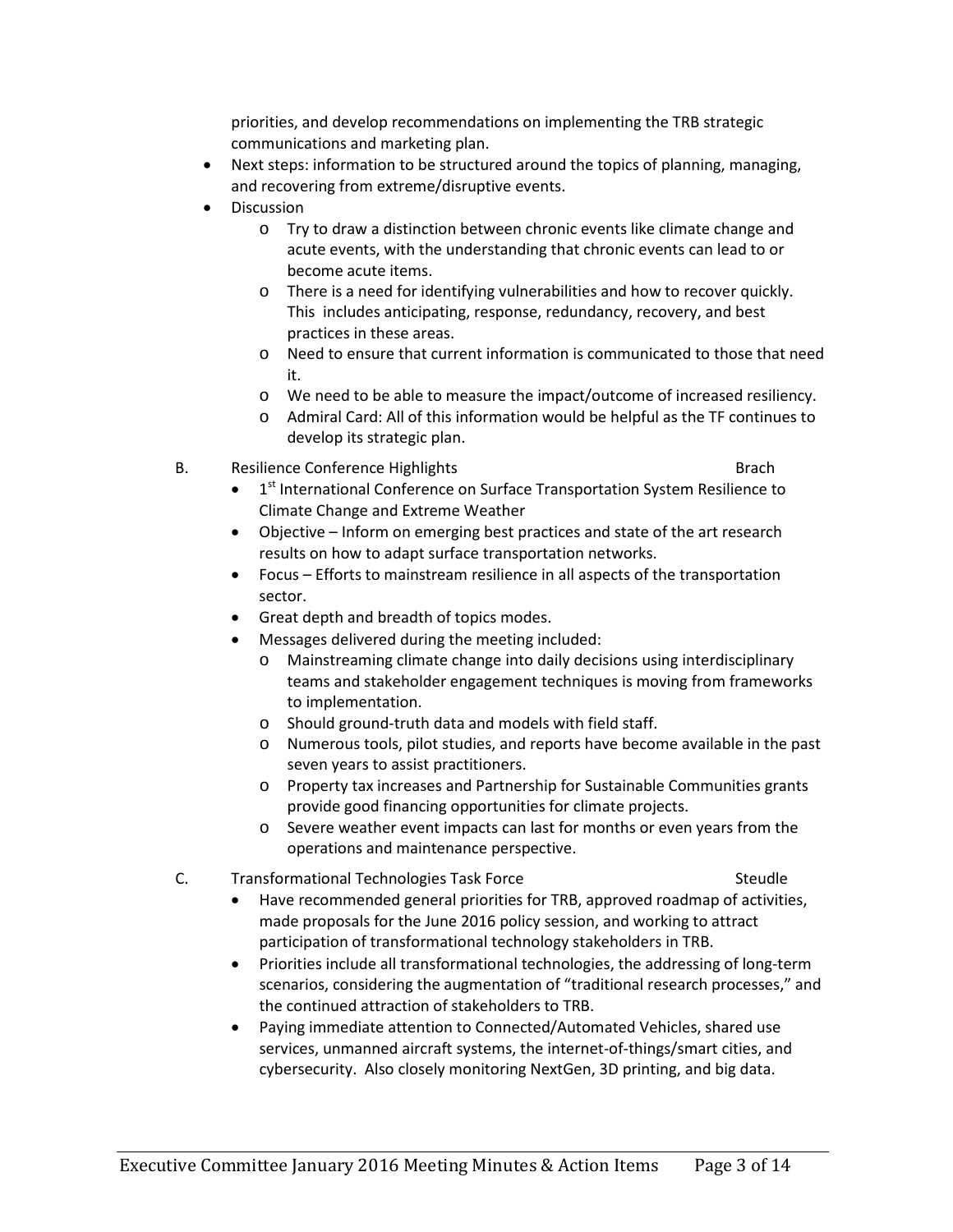priorities, and develop recommendations on implementing the TRB strategic communications and marketing plan.

- Next steps: information to be structured around the topics of planning, managing, and recovering from extreme/disruptive events.
- Discussion
  - Try to draw a distinction between chronic events like climate change and acute events, with the understanding that chronic events can lead to or become acute items.
  - There is a need for identifying vulnerabilities and how to recover quickly. This includes anticipating, response, redundancy, recovery, and best practices in these areas.
  - Need to ensure that current information is communicated to those that need it.
  - We need to be able to measure the impact/outcome of increased resiliency.
  - Admiral Card: All of this information would be helpful as the TF continues to develop its strategic plan.

B. Resilience Conference Highlights — Brach

- 1st International Conference on Surface Transportation System Resilience to Climate Change and Extreme Weather
- Objective – Inform on emerging best practices and state of the art research results on how to adapt surface transportation networks.
- Focus – Efforts to mainstream resilience in all aspects of the transportation sector.
- Great depth and breadth of topics modes.
- Messages delivered during the meeting included:
  - Mainstreaming climate change into daily decisions using interdisciplinary teams and stakeholder engagement techniques is moving from frameworks to implementation.
  - Should ground-truth data and models with field staff.
  - Numerous tools, pilot studies, and reports have become available in the past seven years to assist practitioners.
  - Property tax increases and Partnership for Sustainable Communities grants provide good financing opportunities for climate projects.
  - Severe weather event impacts can last for months or even years from the operations and maintenance perspective.

C. Transformational Technologies Task Force — Steudle

- Have recommended general priorities for TRB, approved roadmap of activities, made proposals for the June 2016 policy session, and working to attract participation of transformational technology stakeholders in TRB.
- Priorities include all transformational technologies, the addressing of long-term scenarios, considering the augmentation of "traditional research processes," and the continued attraction of stakeholders to TRB.
- Paying immediate attention to Connected/Automated Vehicles, shared use services, unmanned aircraft systems, the internet-of-things/smart cities, and cybersecurity. Also closely monitoring NextGen, 3D printing, and big data.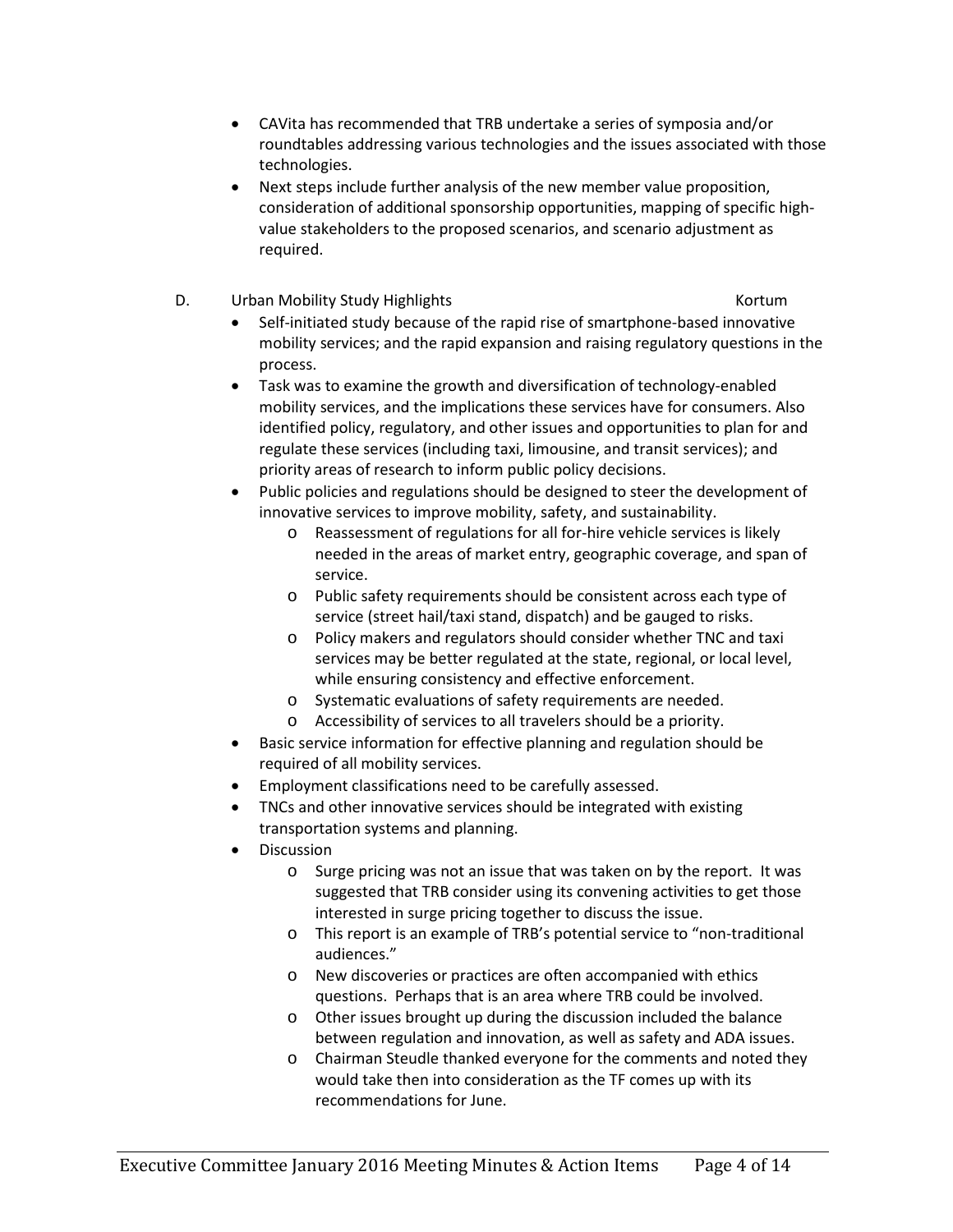- CAVita has recommended that TRB undertake a series of symposia and/or roundtables addressing various technologies and the issues associated with those technologies.
- Next steps include further analysis of the new member value proposition, consideration of additional sponsorship opportunities, mapping of specific high-value stakeholders to the proposed scenarios, and scenario adjustment as required.

D. Urban Mobility Study Highlights — Kortum

- Self-initiated study because of the rapid rise of smartphone-based innovative mobility services; and the rapid expansion and raising regulatory questions in the process.
- Task was to examine the growth and diversification of technology-enabled mobility services, and the implications these services have for consumers. Also identified policy, regulatory, and other issues and opportunities to plan for and regulate these services (including taxi, limousine, and transit services); and priority areas of research to inform public policy decisions.
- Public policies and regulations should be designed to steer the development of innovative services to improve mobility, safety, and sustainability.
  - Reassessment of regulations for all for-hire vehicle services is likely needed in the areas of market entry, geographic coverage, and span of service.
  - Public safety requirements should be consistent across each type of service (street hail/taxi stand, dispatch) and be gauged to risks.
  - Policy makers and regulators should consider whether TNC and taxi services may be better regulated at the state, regional, or local level, while ensuring consistency and effective enforcement.
  - Systematic evaluations of safety requirements are needed.
  - Accessibility of services to all travelers should be a priority.
- Basic service information for effective planning and regulation should be required of all mobility services.
- Employment classifications need to be carefully assessed.
- TNCs and other innovative services should be integrated with existing transportation systems and planning.
- Discussion
  - Surge pricing was not an issue that was taken on by the report. It was suggested that TRB consider using its convening activities to get those interested in surge pricing together to discuss the issue.
  - This report is an example of TRB's potential service to "non-traditional audiences."
  - New discoveries or practices are often accompanied with ethics questions. Perhaps that is an area where TRB could be involved.
  - Other issues brought up during the discussion included the balance between regulation and innovation, as well as safety and ADA issues.
  - Chairman Steudle thanked everyone for the comments and noted they would take then into consideration as the TF comes up with its recommendations for June.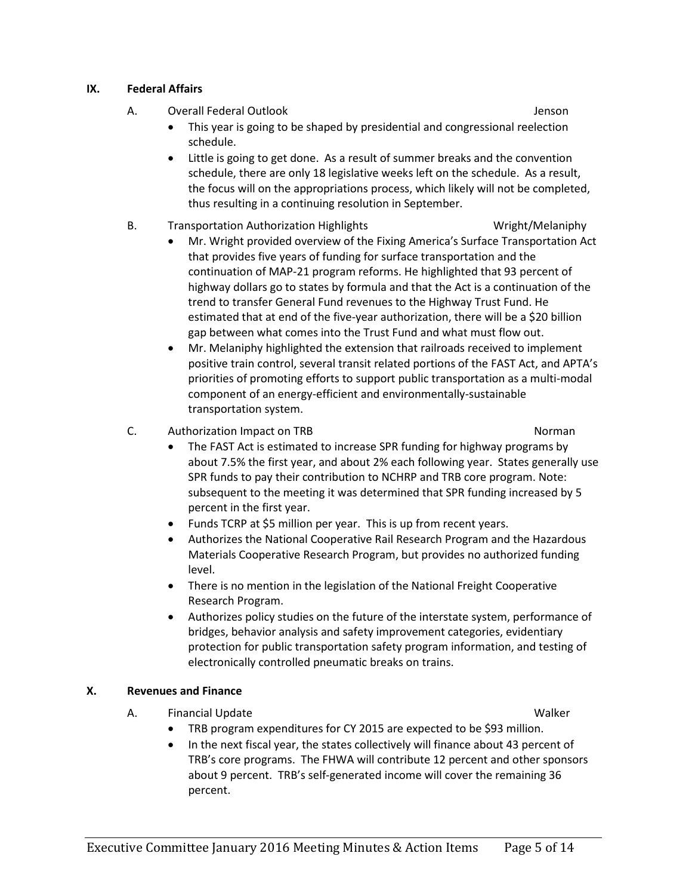## IX. Federal Affairs

A. Overall Federal Outlook — Jenson

- This year is going to be shaped by presidential and congressional reelection schedule.
- Little is going to get done. As a result of summer breaks and the convention schedule, there are only 18 legislative weeks left on the schedule. As a result, the focus will on the appropriations process, which likely will not be completed, thus resulting in a continuing resolution in September.

B. Transportation Authorization Highlights — Wright/Melaniphy

- Mr. Wright provided overview of the Fixing America's Surface Transportation Act that provides five years of funding for surface transportation and the continuation of MAP-21 program reforms. He highlighted that 93 percent of highway dollars go to states by formula and that the Act is a continuation of the trend to transfer General Fund revenues to the Highway Trust Fund. He estimated that at end of the five-year authorization, there will be a $20 billion gap between what comes into the Trust Fund and what must flow out.
- Mr. Melaniphy highlighted the extension that railroads received to implement positive train control, several transit related portions of the FAST Act, and APTA's priorities of promoting efforts to support public transportation as a multi-modal component of an energy-efficient and environmentally-sustainable transportation system.

C. Authorization Impact on TRB — Norman

- The FAST Act is estimated to increase SPR funding for highway programs by about 7.5% the first year, and about 2% each following year. States generally use SPR funds to pay their contribution to NCHRP and TRB core program. Note: subsequent to the meeting it was determined that SPR funding increased by 5 percent in the first year.
- Funds TCRP at $5 million per year. This is up from recent years.
- Authorizes the National Cooperative Rail Research Program and the Hazardous Materials Cooperative Research Program, but provides no authorized funding level.
- There is no mention in the legislation of the National Freight Cooperative Research Program.
- Authorizes policy studies on the future of the interstate system, performance of bridges, behavior analysis and safety improvement categories, evidentiary protection for public transportation safety program information, and testing of electronically controlled pneumatic breaks on trains.

## X. Revenues and Finance

A. Financial Update — Walker

- TRB program expenditures for CY 2015 are expected to be $93 million.
- In the next fiscal year, the states collectively will finance about 43 percent of TRB's core programs. The FHWA will contribute 12 percent and other sponsors about 9 percent. TRB's self-generated income will cover the remaining 36 percent.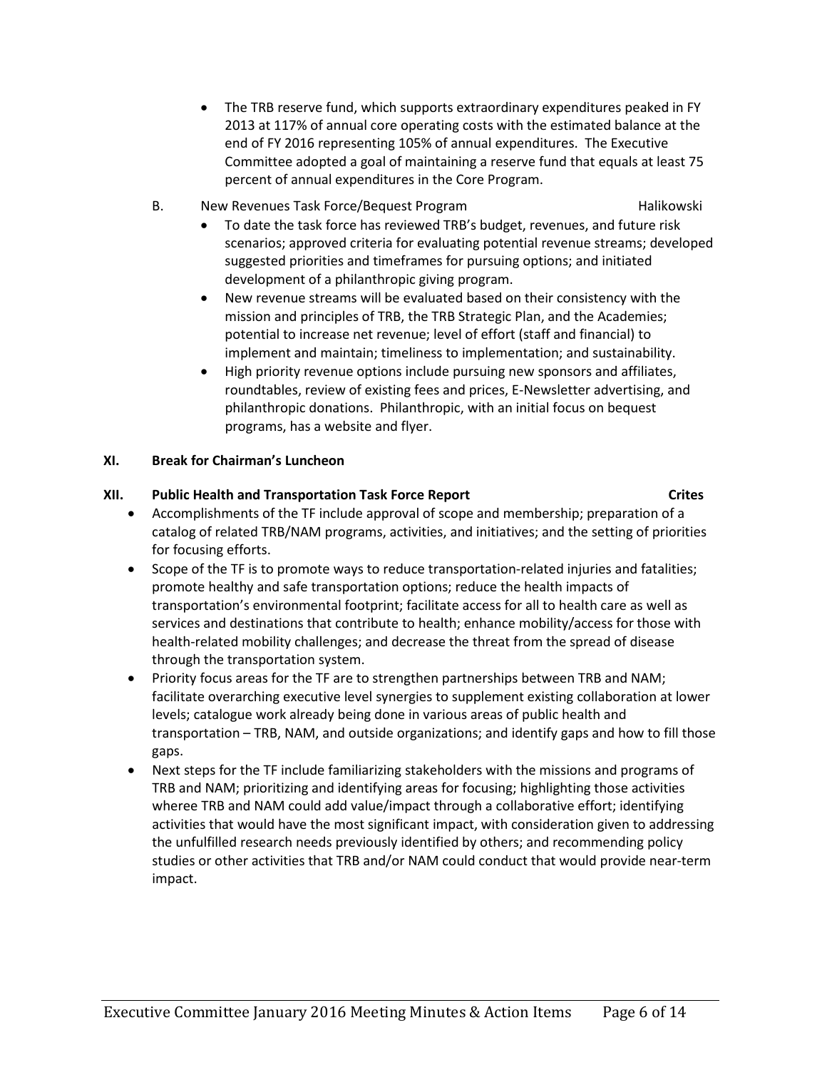- The TRB reserve fund, which supports extraordinary expenditures peaked in FY 2013 at 117% of annual core operating costs with the estimated balance at the end of FY 2016 representing 105% of annual expenditures. The Executive Committee adopted a goal of maintaining a reserve fund that equals at least 75 percent of annual expenditures in the Core Program.

B. New Revenues Task Force/Bequest Program — Halikowski

- To date the task force has reviewed TRB's budget, revenues, and future risk scenarios; approved criteria for evaluating potential revenue streams; developed suggested priorities and timeframes for pursuing options; and initiated development of a philanthropic giving program.
- New revenue streams will be evaluated based on their consistency with the mission and principles of TRB, the TRB Strategic Plan, and the Academies; potential to increase net revenue; level of effort (staff and financial) to implement and maintain; timeliness to implementation; and sustainability.
- High priority revenue options include pursuing new sponsors and affiliates, roundtables, review of existing fees and prices, E-Newsletter advertising, and philanthropic donations. Philanthropic, with an initial focus on bequest programs, has a website and flyer.

## XI. Break for Chairman's Luncheon

## XII. Public Health and Transportation Task Force Report — Crites

- Accomplishments of the TF include approval of scope and membership; preparation of a catalog of related TRB/NAM programs, activities, and initiatives; and the setting of priorities for focusing efforts.
- Scope of the TF is to promote ways to reduce transportation-related injuries and fatalities; promote healthy and safe transportation options; reduce the health impacts of transportation's environmental footprint; facilitate access for all to health care as well as services and destinations that contribute to health; enhance mobility/access for those with health-related mobility challenges; and decrease the threat from the spread of disease through the transportation system.
- Priority focus areas for the TF are to strengthen partnerships between TRB and NAM; facilitate overarching executive level synergies to supplement existing collaboration at lower levels; catalogue work already being done in various areas of public health and transportation – TRB, NAM, and outside organizations; and identify gaps and how to fill those gaps.
- Next steps for the TF include familiarizing stakeholders with the missions and programs of TRB and NAM; prioritizing and identifying areas for focusing; highlighting those activities wheree TRB and NAM could add value/impact through a collaborative effort; identifying activities that would have the most significant impact, with consideration given to addressing the unfulfilled research needs previously identified by others; and recommending policy studies or other activities that TRB and/or NAM could conduct that would provide near-term impact.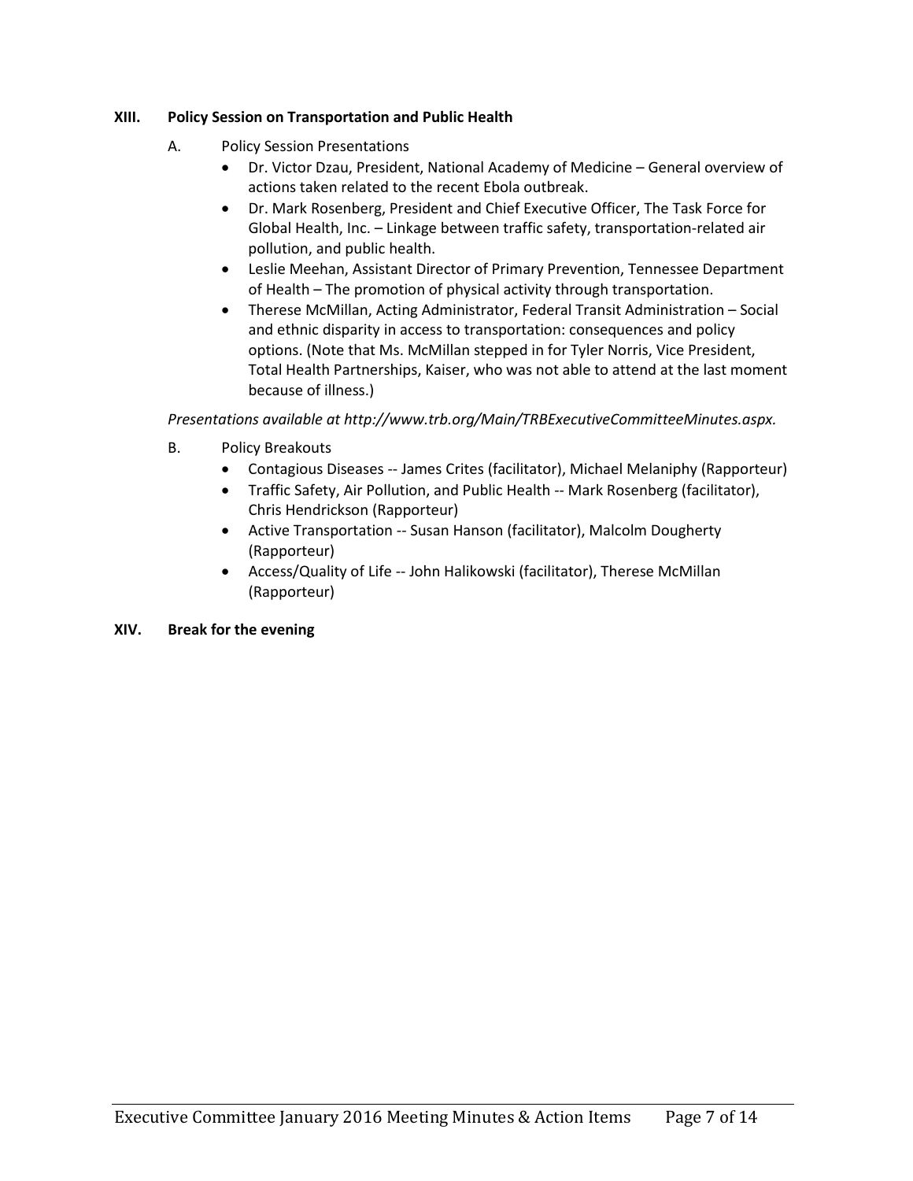## XIII. Policy Session on Transportation and Public Health

A. Policy Session Presentations

- Dr. Victor Dzau, President, National Academy of Medicine – General overview of actions taken related to the recent Ebola outbreak.
- Dr. Mark Rosenberg, President and Chief Executive Officer, The Task Force for Global Health, Inc. – Linkage between traffic safety, transportation-related air pollution, and public health.
- Leslie Meehan, Assistant Director of Primary Prevention, Tennessee Department of Health – The promotion of physical activity through transportation.
- Therese McMillan, Acting Administrator, Federal Transit Administration – Social and ethnic disparity in access to transportation: consequences and policy options. (Note that Ms. McMillan stepped in for Tyler Norris, Vice President, Total Health Partnerships, Kaiser, who was not able to attend at the last moment because of illness.)

*Presentations available at http://www.trb.org/Main/TRBExecutiveCommitteeMinutes.aspx.*

B. Policy Breakouts

- Contagious Diseases -- James Crites (facilitator), Michael Melaniphy (Rapporteur)
- Traffic Safety, Air Pollution, and Public Health -- Mark Rosenberg (facilitator), Chris Hendrickson (Rapporteur)
- Active Transportation -- Susan Hanson (facilitator), Malcolm Dougherty (Rapporteur)
- Access/Quality of Life -- John Halikowski (facilitator), Therese McMillan (Rapporteur)

## XIV. Break for the evening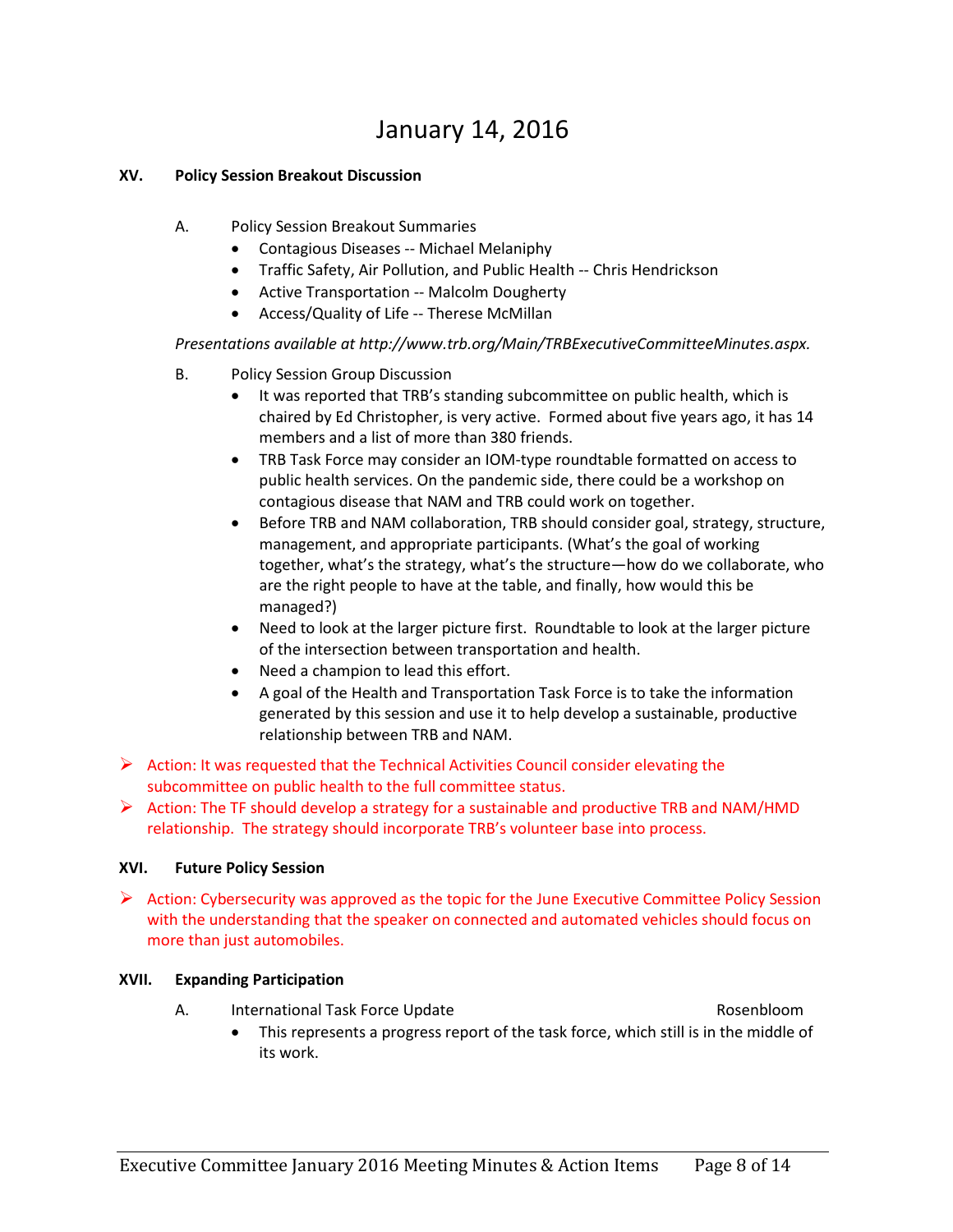# January 14, 2016

## XV. Policy Session Breakout Discussion

A. Policy Session Breakout Summaries

- Contagious Diseases -- Michael Melaniphy
- Traffic Safety, Air Pollution, and Public Health -- Chris Hendrickson
- Active Transportation -- Malcolm Dougherty
- Access/Quality of Life -- Therese McMillan

*Presentations available at http://www.trb.org/Main/TRBExecutiveCommitteeMinutes.aspx.*

B. Policy Session Group Discussion

- It was reported that TRB's standing subcommittee on public health, which is chaired by Ed Christopher, is very active. Formed about five years ago, it has 14 members and a list of more than 380 friends.
- TRB Task Force may consider an IOM-type roundtable formatted on access to public health services. On the pandemic side, there could be a workshop on contagious disease that NAM and TRB could work on together.
- Before TRB and NAM collaboration, TRB should consider goal, strategy, structure, management, and appropriate participants. (What's the goal of working together, what's the strategy, what's the structure—how do we collaborate, who are the right people to have at the table, and finally, how would this be managed?)
- Need to look at the larger picture first. Roundtable to look at the larger picture of the intersection between transportation and health.
- Need a champion to lead this effort.
- A goal of the Health and Transportation Task Force is to take the information generated by this session and use it to help develop a sustainable, productive relationship between TRB and NAM.

- ➢ Action: It was requested that the Technical Activities Council consider elevating the subcommittee on public health to the full committee status.
- ➢ Action: The TF should develop a strategy for a sustainable and productive TRB and NAM/HMD relationship. The strategy should incorporate TRB's volunteer base into process.

## XVI. Future Policy Session

- ➢ Action: Cybersecurity was approved as the topic for the June Executive Committee Policy Session with the understanding that the speaker on connected and automated vehicles should focus on more than just automobiles.

## XVII. Expanding Participation

A. International Task Force Update — Rosenbloom

- This represents a progress report of the task force, which still is in the middle of its work.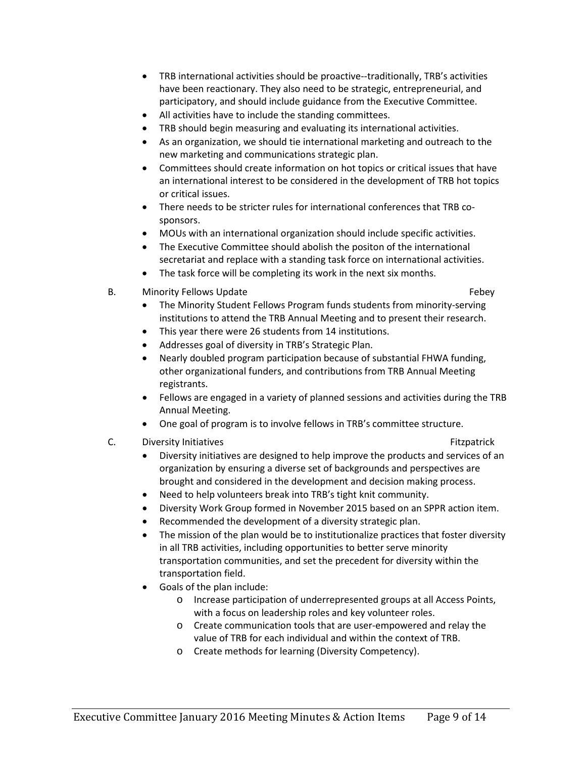- TRB international activities should be proactive--traditionally, TRB's activities have been reactionary. They also need to be strategic, entrepreneurial, and participatory, and should include guidance from the Executive Committee.
- All activities have to include the standing committees.
- TRB should begin measuring and evaluating its international activities.
- As an organization, we should tie international marketing and outreach to the new marketing and communications strategic plan.
- Committees should create information on hot topics or critical issues that have an international interest to be considered in the development of TRB hot topics or critical issues.
- There needs to be stricter rules for international conferences that TRB co-sponsors.
- MOUs with an international organization should include specific activities.
- The Executive Committee should abolish the positon of the international secretariat and replace with a standing task force on international activities.
- The task force will be completing its work in the next six months.

B. Minority Fellows Update — Febey

- The Minority Student Fellows Program funds students from minority-serving institutions to attend the TRB Annual Meeting and to present their research.
- This year there were 26 students from 14 institutions.
- Addresses goal of diversity in TRB's Strategic Plan.
- Nearly doubled program participation because of substantial FHWA funding, other organizational funders, and contributions from TRB Annual Meeting registrants.
- Fellows are engaged in a variety of planned sessions and activities during the TRB Annual Meeting.
- One goal of program is to involve fellows in TRB's committee structure.

C. Diversity Initiatives — Fitzpatrick

- Diversity initiatives are designed to help improve the products and services of an organization by ensuring a diverse set of backgrounds and perspectives are brought and considered in the development and decision making process.
- Need to help volunteers break into TRB's tight knit community.
- Diversity Work Group formed in November 2015 based on an SPPR action item.
- Recommended the development of a diversity strategic plan.
- The mission of the plan would be to institutionalize practices that foster diversity in all TRB activities, including opportunities to better serve minority transportation communities, and set the precedent for diversity within the transportation field.
- Goals of the plan include:
  - Increase participation of underrepresented groups at all Access Points, with a focus on leadership roles and key volunteer roles.
  - Create communication tools that are user-empowered and relay the value of TRB for each individual and within the context of TRB.
  - Create methods for learning (Diversity Competency).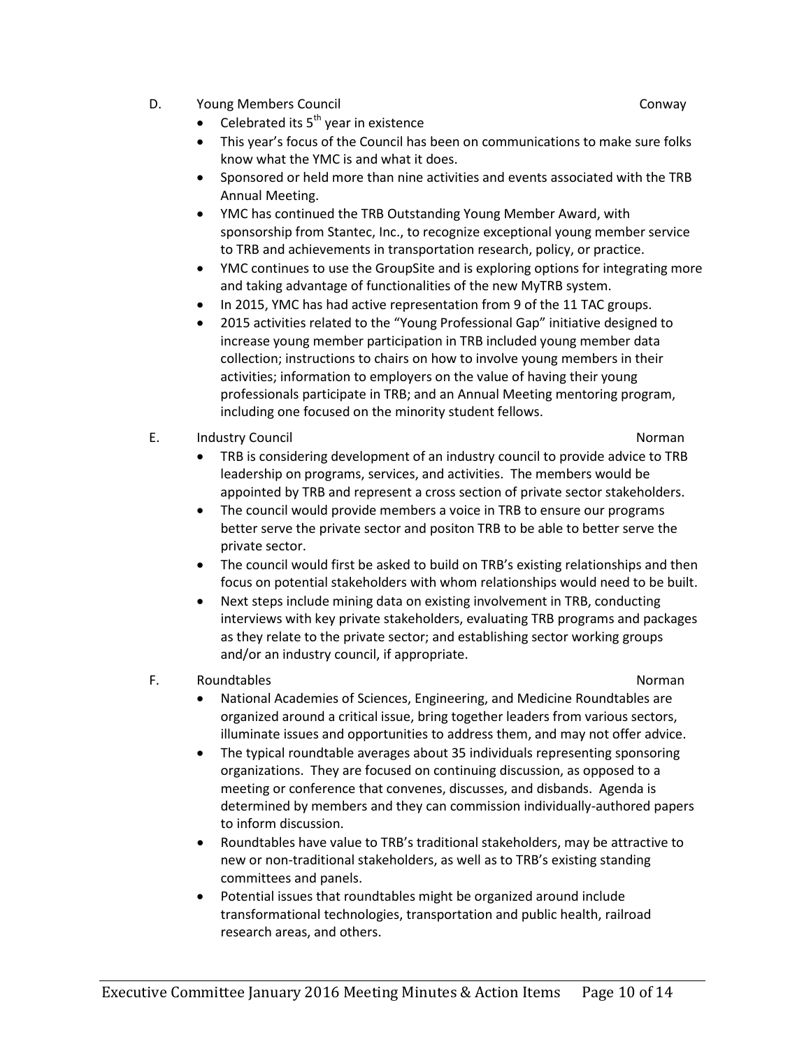D. Young Members Council — Conway

- Celebrated its 5th year in existence
- This year's focus of the Council has been on communications to make sure folks know what the YMC is and what it does.
- Sponsored or held more than nine activities and events associated with the TRB Annual Meeting.
- YMC has continued the TRB Outstanding Young Member Award, with sponsorship from Stantec, Inc., to recognize exceptional young member service to TRB and achievements in transportation research, policy, or practice.
- YMC continues to use the GroupSite and is exploring options for integrating more and taking advantage of functionalities of the new MyTRB system.
- In 2015, YMC has had active representation from 9 of the 11 TAC groups.
- 2015 activities related to the "Young Professional Gap" initiative designed to increase young member participation in TRB included young member data collection; instructions to chairs on how to involve young members in their activities; information to employers on the value of having their young professionals participate in TRB; and an Annual Meeting mentoring program, including one focused on the minority student fellows.

E. Industry Council — Norman

- TRB is considering development of an industry council to provide advice to TRB leadership on programs, services, and activities. The members would be appointed by TRB and represent a cross section of private sector stakeholders.
- The council would provide members a voice in TRB to ensure our programs better serve the private sector and positon TRB to be able to better serve the private sector.
- The council would first be asked to build on TRB's existing relationships and then focus on potential stakeholders with whom relationships would need to be built.
- Next steps include mining data on existing involvement in TRB, conducting interviews with key private stakeholders, evaluating TRB programs and packages as they relate to the private sector; and establishing sector working groups and/or an industry council, if appropriate.

F. Roundtables — Norman

- National Academies of Sciences, Engineering, and Medicine Roundtables are organized around a critical issue, bring together leaders from various sectors, illuminate issues and opportunities to address them, and may not offer advice.
- The typical roundtable averages about 35 individuals representing sponsoring organizations. They are focused on continuing discussion, as opposed to a meeting or conference that convenes, discusses, and disbands. Agenda is determined by members and they can commission individually-authored papers to inform discussion.
- Roundtables have value to TRB's traditional stakeholders, may be attractive to new or non-traditional stakeholders, as well as to TRB's existing standing committees and panels.
- Potential issues that roundtables might be organized around include transformational technologies, transportation and public health, railroad research areas, and others.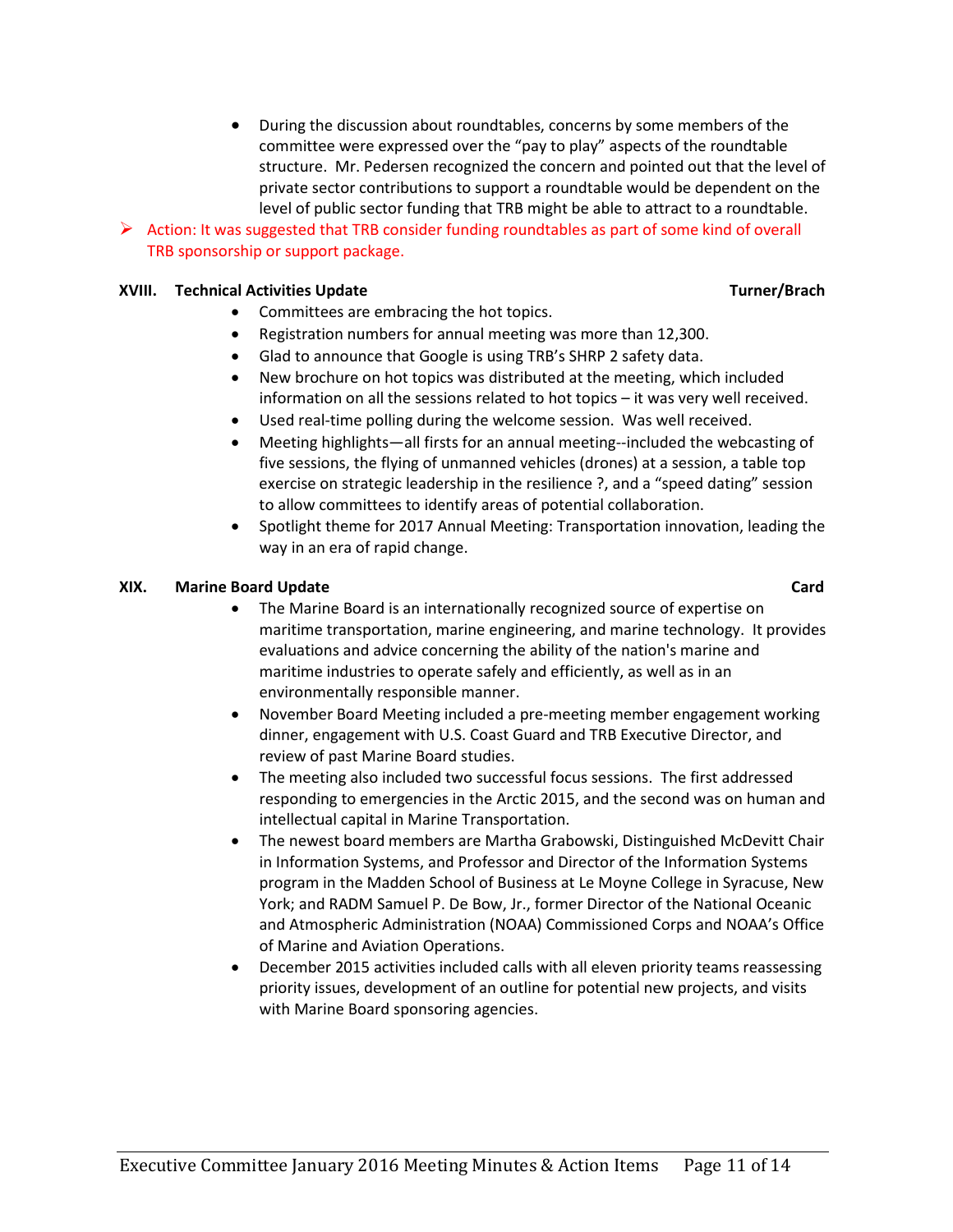- During the discussion about roundtables, concerns by some members of the committee were expressed over the "pay to play" aspects of the roundtable structure. Mr. Pedersen recognized the concern and pointed out that the level of private sector contributions to support a roundtable would be dependent on the level of public sector funding that TRB might be able to attract to a roundtable.

➢ Action: It was suggested that TRB consider funding roundtables as part of some kind of overall TRB sponsorship or support package.

**XVIII. Technical Activities Update** **Turner/Brach**

- Committees are embracing the hot topics.
- Registration numbers for annual meeting was more than 12,300.
- Glad to announce that Google is using TRB's SHRP 2 safety data.
- New brochure on hot topics was distributed at the meeting, which included information on all the sessions related to hot topics – it was very well received.
- Used real-time polling during the welcome session. Was well received.
- Meeting highlights—all firsts for an annual meeting--included the webcasting of five sessions, the flying of unmanned vehicles (drones) at a session, a table top exercise on strategic leadership in the resilience ?, and a "speed dating" session to allow committees to identify areas of potential collaboration.
- Spotlight theme for 2017 Annual Meeting: Transportation innovation, leading the way in an era of rapid change.

**XIX. Marine Board Update** **Card**

- The Marine Board is an internationally recognized source of expertise on maritime transportation, marine engineering, and marine technology. It provides evaluations and advice concerning the ability of the nation's marine and maritime industries to operate safely and efficiently, as well as in an environmentally responsible manner.
- November Board Meeting included a pre-meeting member engagement working dinner, engagement with U.S. Coast Guard and TRB Executive Director, and review of past Marine Board studies.
- The meeting also included two successful focus sessions. The first addressed responding to emergencies in the Arctic 2015, and the second was on human and intellectual capital in Marine Transportation.
- The newest board members are Martha Grabowski, Distinguished McDevitt Chair in Information Systems, and Professor and Director of the Information Systems program in the Madden School of Business at Le Moyne College in Syracuse, New York; and RADM Samuel P. De Bow, Jr., former Director of the National Oceanic and Atmospheric Administration (NOAA) Commissioned Corps and NOAA's Office of Marine and Aviation Operations.
- December 2015 activities included calls with all eleven priority teams reassessing priority issues, development of an outline for potential new projects, and visits with Marine Board sponsoring agencies.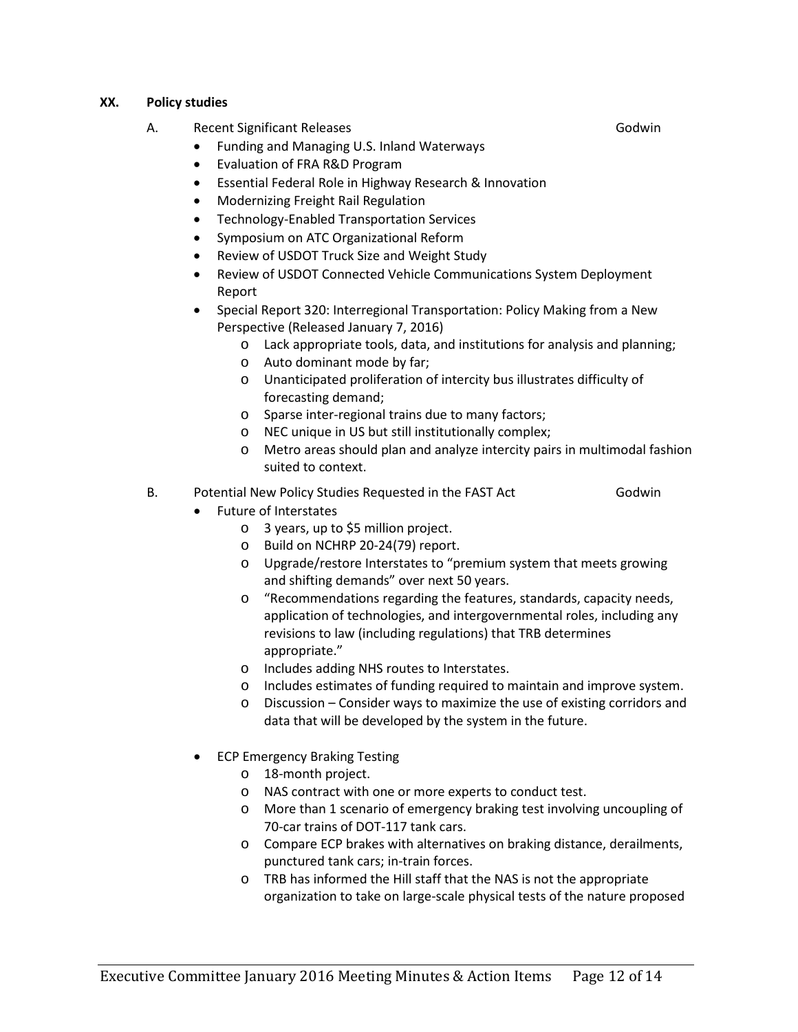**XX. Policy studies**

A. Recent Significant Releases — Godwin

- Funding and Managing U.S. Inland Waterways
- Evaluation of FRA R&D Program
- Essential Federal Role in Highway Research & Innovation
- Modernizing Freight Rail Regulation
- Technology-Enabled Transportation Services
- Symposium on ATC Organizational Reform
- Review of USDOT Truck Size and Weight Study
- Review of USDOT Connected Vehicle Communications System Deployment Report
- Special Report 320: Interregional Transportation: Policy Making from a New Perspective (Released January 7, 2016)
  - Lack appropriate tools, data, and institutions for analysis and planning;
  - Auto dominant mode by far;
  - Unanticipated proliferation of intercity bus illustrates difficulty of forecasting demand;
  - Sparse inter-regional trains due to many factors;
  - NEC unique in US but still institutionally complex;
  - Metro areas should plan and analyze intercity pairs in multimodal fashion suited to context.

B. Potential New Policy Studies Requested in the FAST Act — Godwin

- Future of Interstates
  - 3 years, up to $5 million project.
  - Build on NCHRP 20-24(79) report.
  - Upgrade/restore Interstates to "premium system that meets growing and shifting demands" over next 50 years.
  - "Recommendations regarding the features, standards, capacity needs, application of technologies, and intergovernmental roles, including any revisions to law (including regulations) that TRB determines appropriate."
  - Includes adding NHS routes to Interstates.
  - Includes estimates of funding required to maintain and improve system.
  - Discussion – Consider ways to maximize the use of existing corridors and data that will be developed by the system in the future.

- ECP Emergency Braking Testing
  - 18-month project.
  - NAS contract with one or more experts to conduct test.
  - More than 1 scenario of emergency braking test involving uncoupling of 70-car trains of DOT-117 tank cars.
  - Compare ECP brakes with alternatives on braking distance, derailments, punctured tank cars; in-train forces.
  - TRB has informed the Hill staff that the NAS is not the appropriate organization to take on large-scale physical tests of the nature proposed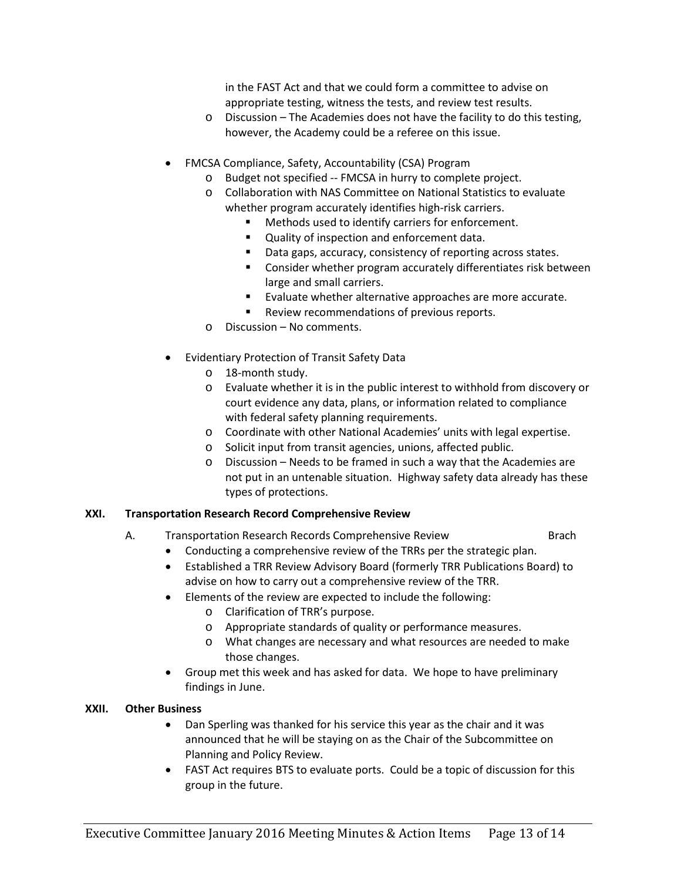in the FAST Act and that we could form a committee to advise on appropriate testing, witness the tests, and review test results.
    - Discussion – The Academies does not have the facility to do this testing, however, the Academy could be a referee on this issue.

- FMCSA Compliance, Safety, Accountability (CSA) Program
    - Budget not specified -- FMCSA in hurry to complete project.
    - Collaboration with NAS Committee on National Statistics to evaluate whether program accurately identifies high-risk carriers.
        - Methods used to identify carriers for enforcement.
        - Quality of inspection and enforcement data.
        - Data gaps, accuracy, consistency of reporting across states.
        - Consider whether program accurately differentiates risk between large and small carriers.
        - Evaluate whether alternative approaches are more accurate.
        - Review recommendations of previous reports.
    - Discussion – No comments.

- Evidentiary Protection of Transit Safety Data
    - 18-month study.
    - Evaluate whether it is in the public interest to withhold from discovery or court evidence any data, plans, or information related to compliance with federal safety planning requirements.
    - Coordinate with other National Academies' units with legal expertise.
    - Solicit input from transit agencies, unions, affected public.
    - Discussion – Needs to be framed in such a way that the Academies are not put in an untenable situation. Highway safety data already has these types of protections.

**XXI. Transportation Research Record Comprehensive Review**

A. Transportation Research Records Comprehensive Review — Brach

- Conducting a comprehensive review of the TRRs per the strategic plan.
- Established a TRR Review Advisory Board (formerly TRR Publications Board) to advise on how to carry out a comprehensive review of the TRR.
- Elements of the review are expected to include the following:
    - Clarification of TRR's purpose.
    - Appropriate standards of quality or performance measures.
    - What changes are necessary and what resources are needed to make those changes.
- Group met this week and has asked for data. We hope to have preliminary findings in June.

**XXII. Other Business**

- Dan Sperling was thanked for his service this year as the chair and it was announced that he will be staying on as the Chair of the Subcommittee on Planning and Policy Review.
- FAST Act requires BTS to evaluate ports. Could be a topic of discussion for this group in the future.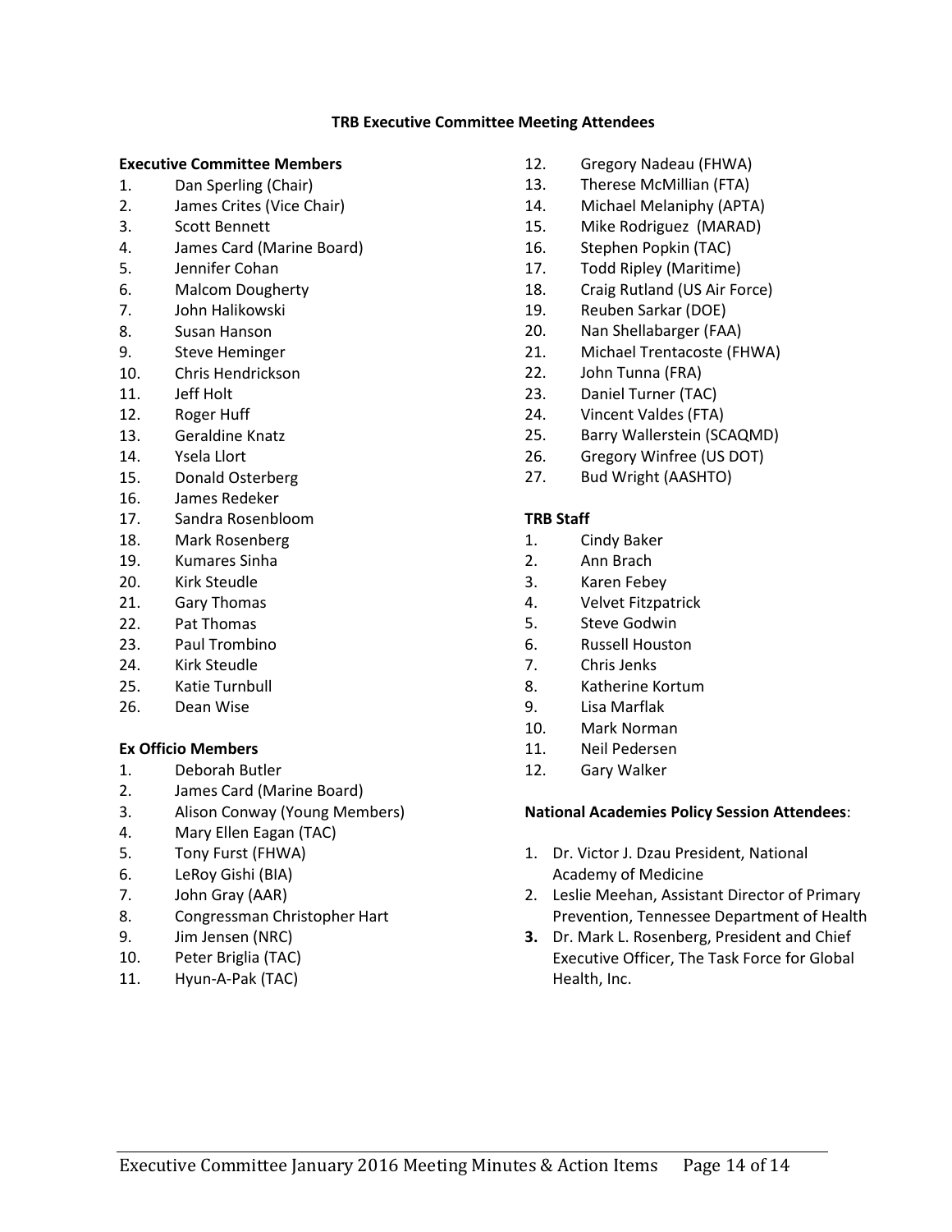**TRB Executive Committee Meeting Attendees**

**Executive Committee Members**

1. Dan Sperling (Chair)
2. James Crites (Vice Chair)
3. Scott Bennett
4. James Card (Marine Board)
5. Jennifer Cohan
6. Malcom Dougherty
7. John Halikowski
8. Susan Hanson
9. Steve Heminger
10. Chris Hendrickson
11. Jeff Holt
12. Roger Huff
13. Geraldine Knatz
14. Ysela Llort
15. Donald Osterberg
16. James Redeker
17. Sandra Rosenbloom
18. Mark Rosenberg
19. Kumares Sinha
20. Kirk Steudle
21. Gary Thomas
22. Pat Thomas
23. Paul Trombino
24. Kirk Steudle
25. Katie Turnbull
26. Dean Wise

**Ex Officio Members**

1. Deborah Butler
2. James Card (Marine Board)
3. Alison Conway (Young Members)
4. Mary Ellen Eagan (TAC)
5. Tony Furst (FHWA)
6. LeRoy Gishi (BIA)
7. John Gray (AAR)
8. Congressman Christopher Hart
9. Jim Jensen (NRC)
10. Peter Briglia (TAC)
11. Hyun-A-Pak (TAC)
12. Gregory Nadeau (FHWA)
13. Therese McMillian (FTA)
14. Michael Melaniphy (APTA)
15. Mike Rodriguez (MARAD)
16. Stephen Popkin (TAC)
17. Todd Ripley (Maritime)
18. Craig Rutland (US Air Force)
19. Reuben Sarkar (DOE)
20. Nan Shellabarger (FAA)
21. Michael Trentacoste (FHWA)
22. John Tunna (FRA)
23. Daniel Turner (TAC)
24. Vincent Valdes (FTA)
25. Barry Wallerstein (SCAQMD)
26. Gregory Winfree (US DOT)
27. Bud Wright (AASHTO)

**TRB Staff**

1. Cindy Baker
2. Ann Brach
3. Karen Febey
4. Velvet Fitzpatrick
5. Steve Godwin
6. Russell Houston
7. Chris Jenks
8. Katherine Kortum
9. Lisa Marflak
10. Mark Norman
11. Neil Pedersen
12. Gary Walker

**National Academies Policy Session Attendees**:

1. Dr. Victor J. Dzau President, National Academy of Medicine
2. Leslie Meehan, Assistant Director of Primary Prevention, Tennessee Department of Health
3. Dr. Mark L. Rosenberg, President and Chief Executive Officer, The Task Force for Global Health, Inc.